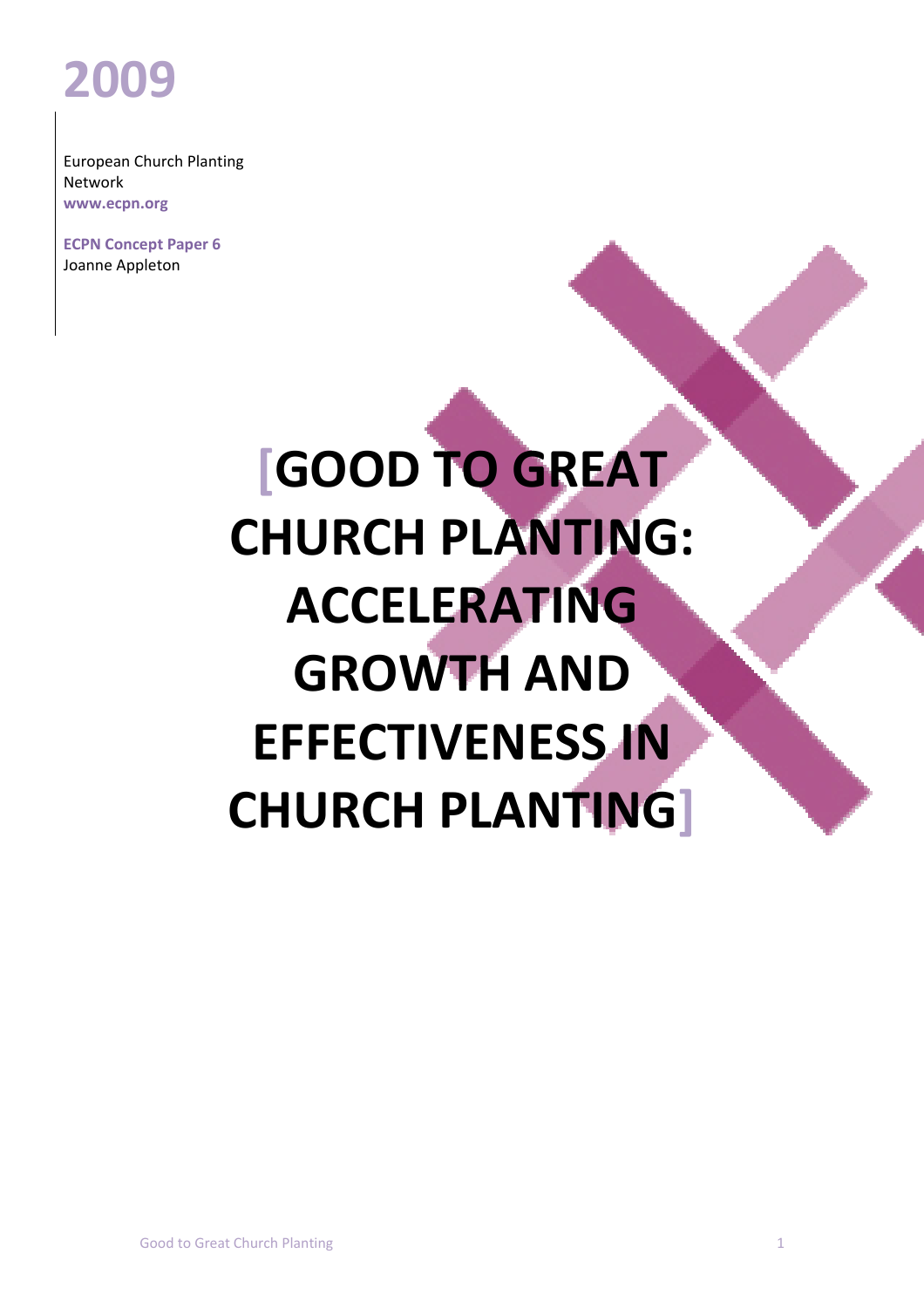2009

European Church Planting Network
www.ecpn.org

ECPN Concept Paper 6
Joanne Appleton

# [GOOD TO GREAT CHURCH PLANTING: ACCELERATING GROWTH AND EFFECTIVENESS IN CHURCH PLANTING]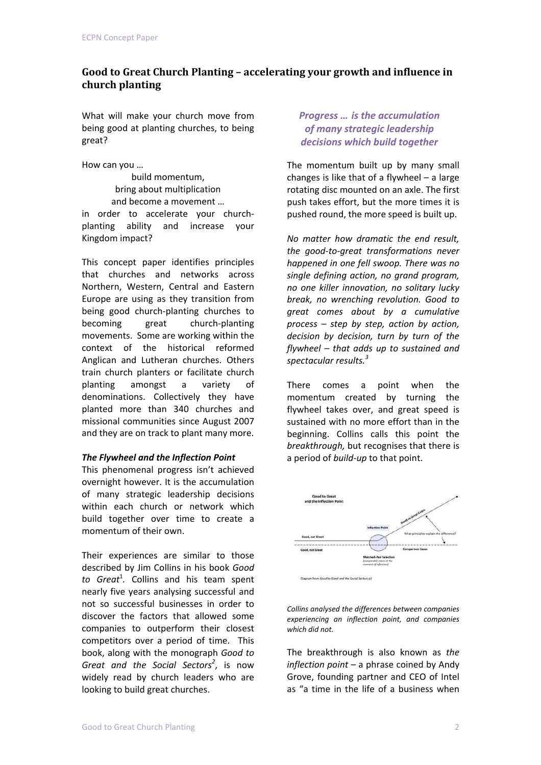## Good to Great Church Planting – accelerating your growth and influence in church planting

What will make your church move from being good at planting churches, to being great?

How can you …
build momentum,
bring about multiplication
and become a movement …
in order to accelerate your church-planting ability and increase your Kingdom impact?

This concept paper identifies principles that churches and networks across Northern, Western, Central and Eastern Europe are using as they transition from being good church-planting churches to becoming great church-planting movements. Some are working within the context of the historical reformed Anglican and Lutheran churches. Others train church planters or facilitate church planting amongst a variety of denominations. Collectively they have planted more than 340 churches and missional communities since August 2007 and they are on track to plant many more.

### *The Flywheel and the Inflection Point*

This phenomenal progress isn't achieved overnight however. It is the accumulation of many strategic leadership decisions within each church or network which build together over time to create a momentum of their own.

Their experiences are similar to those described by Jim Collins in his book *Good to Great*[1]. Collins and his team spent nearly five years analysing successful and not so successful businesses in order to discover the factors that allowed some companies to outperform their closest competitors over a period of time. This book, along with the monograph *Good to Great and the Social Sectors*[2], is now widely read by church leaders who are looking to build great churches.

***Progress … is the accumulation of many strategic leadership decisions which build together***

The momentum built up by many small changes is like that of a flywheel – a large rotating disc mounted on an axle. The first push takes effort, but the more times it is pushed round, the more speed is built up.

*No matter how dramatic the end result, the good-to-great transformations never happened in one fell swoop. There was no single defining action, no grand program, no one killer innovation, no solitary lucky break, no wrenching revolution. Good to great comes about by a cumulative process – step by step, action by action, decision by decision, turn by turn of the flywheel – that adds up to sustained and spectacular results.*[3]

There comes a point when the momentum created by turning the flywheel takes over, and great speed is sustained with no more effort than in the beginning. Collins calls this point the *breakthrough,* but recognises that there is a period of *build-up* to that point.

*Collins analysed the differences between companies experiencing an inflection point, and companies which did not.*

The breakthrough is also known as *the inflection point* – a phrase coined by Andy Grove, founding partner and CEO of Intel as "a time in the life of a business when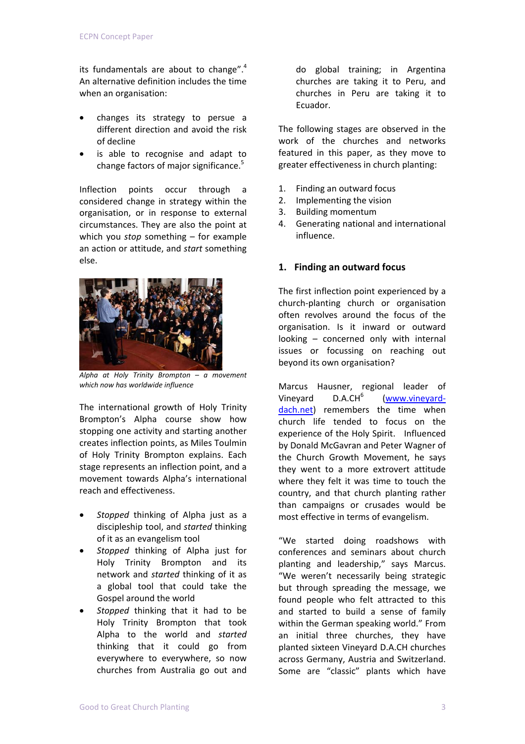its fundamentals are about to change".[4] An alternative definition includes the time when an organisation:

- changes its strategy to persue a different direction and avoid the risk of decline
- is able to recognise and adapt to change factors of major significance.[5]

Inflection points occur through a considered change in strategy within the organisation, or in response to external circumstances. They are also the point at which you *stop* something – for example an action or attitude, and *start* something else.

*Alpha at Holy Trinity Brompton – a movement which now has worldwide influence*

The international growth of Holy Trinity Brompton's Alpha course show how stopping one activity and starting another creates inflection points, as Miles Toulmin of Holy Trinity Brompton explains. Each stage represents an inflection point, and a movement towards Alpha's international reach and effectiveness.

- *Stopped* thinking of Alpha just as a discipleship tool, and *started* thinking of it as an evangelism tool
- *Stopped* thinking of Alpha just for Holy Trinity Brompton and its network and *started* thinking of it as a global tool that could take the Gospel around the world
- *Stopped* thinking that it had to be Holy Trinity Brompton that took Alpha to the world and *started* thinking that it could go from everywhere to everywhere, so now churches from Australia go out and do global training; in Argentina churches are taking it to Peru, and churches in Peru are taking it to Ecuador.

The following stages are observed in the work of the churches and networks featured in this paper, as they move to greater effectiveness in church planting:

1. Finding an outward focus
2. Implementing the vision
3. Building momentum
4. Generating national and international influence.

## 1. Finding an outward focus

The first inflection point experienced by a church-planting church or organisation often revolves around the focus of the organisation. Is it inward or outward looking – concerned only with internal issues or focussing on reaching out beyond its own organisation?

Marcus Hausner, regional leader of Vineyard D.A.CH[6] (www.vineyard-dach.net) remembers the time when church life tended to focus on the experience of the Holy Spirit. Influenced by Donald McGavran and Peter Wagner of the Church Growth Movement, he says they went to a more extrovert attitude where they felt it was time to touch the country, and that church planting rather than campaigns or crusades would be most effective in terms of evangelism.

"We started doing roadshows with conferences and seminars about church planting and leadership," says Marcus. "We weren't necessarily being strategic but through spreading the message, we found people who felt attracted to this and started to build a sense of family within the German speaking world." From an initial three churches, they have planted sixteen Vineyard D.A.CH churches across Germany, Austria and Switzerland. Some are "classic" plants which have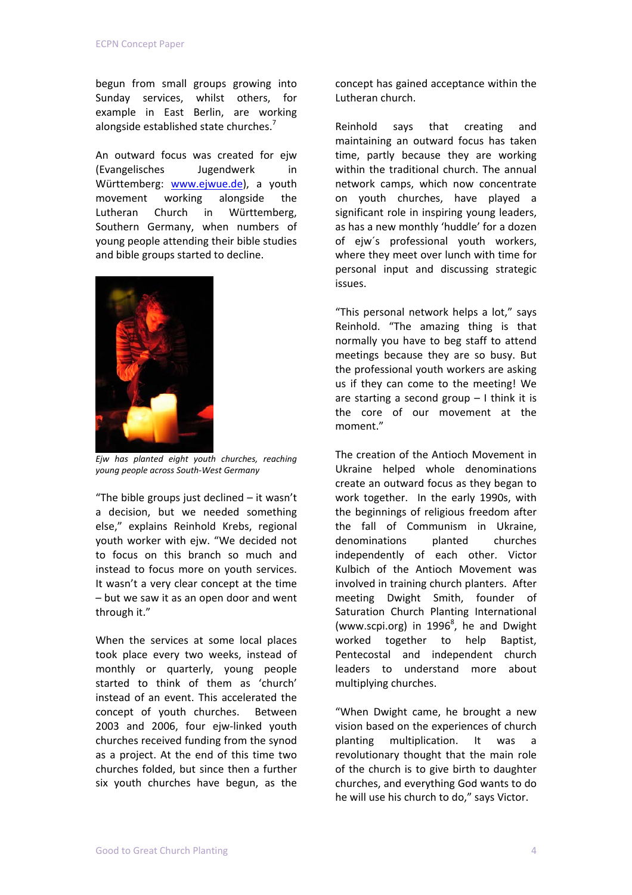begun from small groups growing into Sunday services, whilst others, for example in East Berlin, are working alongside established state churches.[7]

An outward focus was created for ejw (Evangelisches Jugendwerk in Württemberg: www.ejwue.de), a youth movement working alongside the Lutheran Church in Württemberg, Southern Germany, when numbers of young people attending their bible studies and bible groups started to decline.

*Ejw has planted eight youth churches, reaching young people across South-West Germany*

"The bible groups just declined – it wasn't a decision, but we needed something else," explains Reinhold Krebs, regional youth worker with ejw. "We decided not to focus on this branch so much and instead to focus more on youth services. It wasn't a very clear concept at the time – but we saw it as an open door and went through it."

When the services at some local places took place every two weeks, instead of monthly or quarterly, young people started to think of them as 'church' instead of an event. This accelerated the concept of youth churches. Between 2003 and 2006, four ejw-linked youth churches received funding from the synod as a project. At the end of this time two churches folded, but since then a further six youth churches have begun, as the concept has gained acceptance within the Lutheran church.

Reinhold says that creating and maintaining an outward focus has taken time, partly because they are working within the traditional church. The annual network camps, which now concentrate on youth churches, have played a significant role in inspiring young leaders, as has a new monthly 'huddle' for a dozen of ejw´s professional youth workers, where they meet over lunch with time for personal input and discussing strategic issues.

"This personal network helps a lot," says Reinhold. "The amazing thing is that normally you have to beg staff to attend meetings because they are so busy. But the professional youth workers are asking us if they can come to the meeting! We are starting a second group – I think it is the core of our movement at the moment."

The creation of the Antioch Movement in Ukraine helped whole denominations create an outward focus as they began to work together. In the early 1990s, with the beginnings of religious freedom after the fall of Communism in Ukraine, denominations planted churches independently of each other. Victor Kulbich of the Antioch Movement was involved in training church planters. After meeting Dwight Smith, founder of Saturation Church Planting International (www.scpi.org) in 1996[8], he and Dwight worked together to help Baptist, Pentecostal and independent church leaders to understand more about multiplying churches.

"When Dwight came, he brought a new vision based on the experiences of church planting multiplication. It was a revolutionary thought that the main role of the church is to give birth to daughter churches, and everything God wants to do he will use his church to do," says Victor.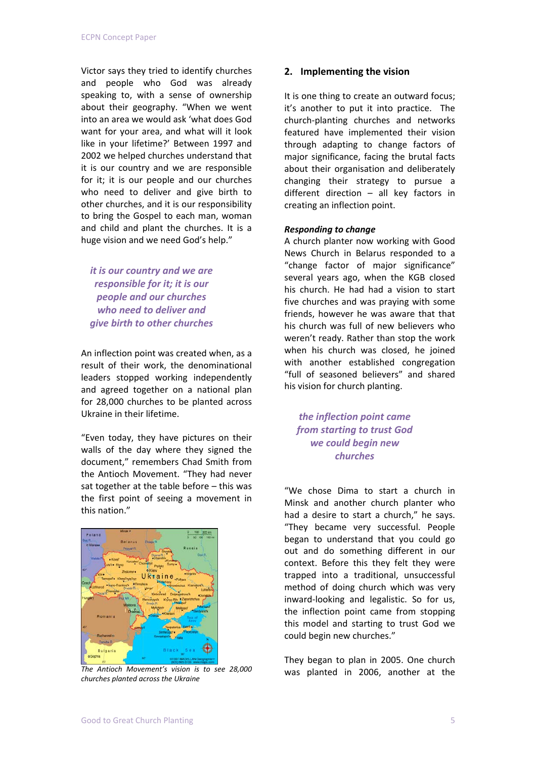Victor says they tried to identify churches and people who God was already speaking to, with a sense of ownership about their geography. "When we went into an area we would ask 'what does God want for your area, and what will it look like in your lifetime?' Between 1997 and 2002 we helped churches understand that it is our country and we are responsible for it; it is our people and our churches who need to deliver and give birth to other churches, and it is our responsibility to bring the Gospel to each man, woman and child and plant the churches. It is a huge vision and we need God's help."

*it is our country and we are responsible for it; it is our people and our churches who need to deliver and give birth to other churches*

An inflection point was created when, as a result of their work, the denominational leaders stopped working independently and agreed together on a national plan for 28,000 churches to be planted across Ukraine in their lifetime.

"Even today, they have pictures on their walls of the day where they signed the document," remembers Chad Smith from the Antioch Movement. "They had never sat together at the table before – this was the first point of seeing a movement in this nation."

*The Antioch Movement's vision is to see 28,000 churches planted across the Ukraine*

## 2. Implementing the vision

It is one thing to create an outward focus; it's another to put it into practice. The church-planting churches and networks featured have implemented their vision through adapting to change factors of major significance, facing the brutal facts about their organisation and deliberately changing their strategy to pursue a different direction – all key factors in creating an inflection point.

### *Responding to change*

A church planter now working with Good News Church in Belarus responded to a "change factor of major significance" several years ago, when the KGB closed his church. He had had a vision to start five churches and was praying with some friends, however he was aware that that his church was full of new believers who weren't ready. Rather than stop the work when his church was closed, he joined with another established congregation "full of seasoned believers" and shared his vision for church planting.

*the inflection point came from starting to trust God we could begin new churches*

"We chose Dima to start a church in Minsk and another church planter who had a desire to start a church," he says. "They became very successful. People began to understand that you could go out and do something different in our context. Before this they felt they were trapped into a traditional, unsuccessful method of doing church which was very inward-looking and legalistic. So for us, the inflection point came from stopping this model and starting to trust God we could begin new churches."

They began to plan in 2005. One church was planted in 2006, another at the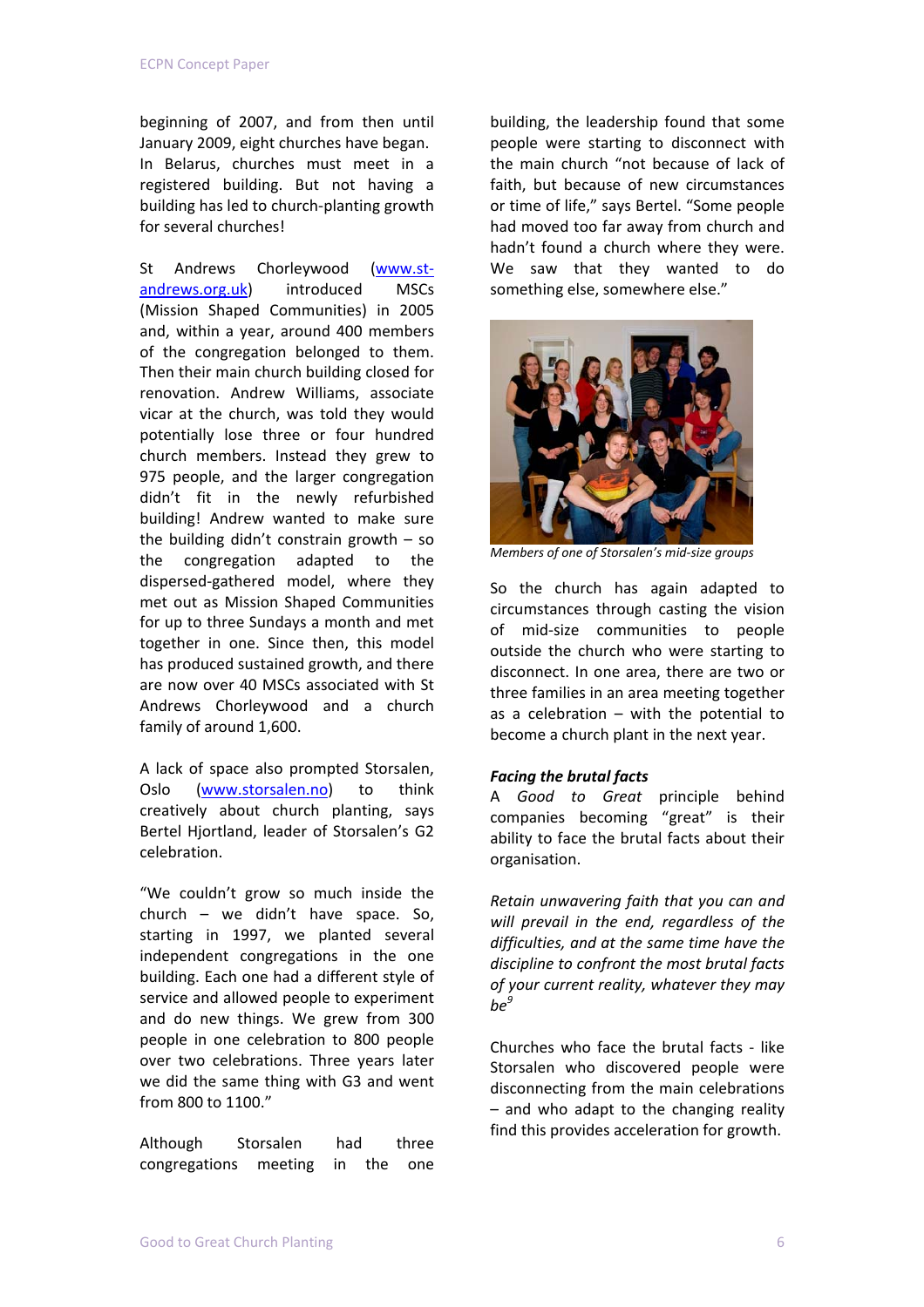beginning of 2007, and from then until January 2009, eight churches have began. In Belarus, churches must meet in a registered building. But not having a building has led to church-planting growth for several churches!

St Andrews Chorleywood (www.st-andrews.org.uk) introduced MSCs (Mission Shaped Communities) in 2005 and, within a year, around 400 members of the congregation belonged to them. Then their main church building closed for renovation. Andrew Williams, associate vicar at the church, was told they would potentially lose three or four hundred church members. Instead they grew to 975 people, and the larger congregation didn't fit in the newly refurbished building! Andrew wanted to make sure the building didn't constrain growth – so the congregation adapted to the dispersed-gathered model, where they met out as Mission Shaped Communities for up to three Sundays a month and met together in one. Since then, this model has produced sustained growth, and there are now over 40 MSCs associated with St Andrews Chorleywood and a church family of around 1,600.

A lack of space also prompted Storsalen, Oslo (www.storsalen.no) to think creatively about church planting, says Bertel Hjortland, leader of Storsalen's G2 celebration.

"We couldn't grow so much inside the church – we didn't have space. So, starting in 1997, we planted several independent congregations in the one building. Each one had a different style of service and allowed people to experiment and do new things. We grew from 300 people in one celebration to 800 people over two celebrations. Three years later we did the same thing with G3 and went from 800 to 1100."

Although Storsalen had three congregations meeting in the one building, the leadership found that some people were starting to disconnect with the main church "not because of lack of faith, but because of new circumstances or time of life," says Bertel. "Some people had moved too far away from church and hadn't found a church where they were. We saw that they wanted to do something else, somewhere else."

*Members of one of Storsalen's mid-size groups*

So the church has again adapted to circumstances through casting the vision of mid-size communities to people outside the church who were starting to disconnect. In one area, there are two or three families in an area meeting together as a celebration – with the potential to become a church plant in the next year.

### *Facing the brutal facts*

A *Good to Great* principle behind companies becoming "great" is their ability to face the brutal facts about their organisation.

*Retain unwavering faith that you can and will prevail in the end, regardless of the difficulties, and at the same time have the discipline to confront the most brutal facts of your current reality, whatever they may be*[9]

Churches who face the brutal facts - like Storsalen who discovered people were disconnecting from the main celebrations – and who adapt to the changing reality find this provides acceleration for growth.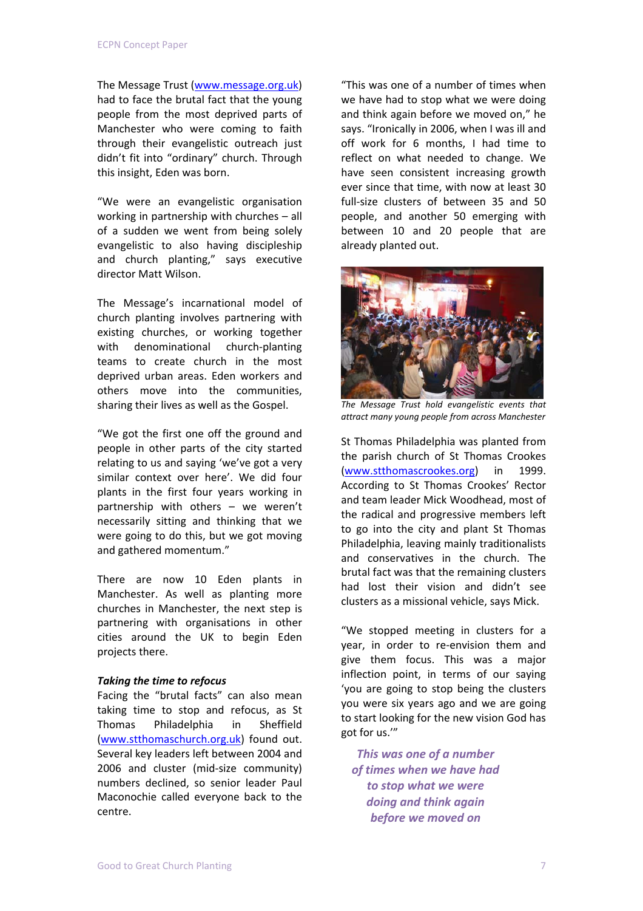The Message Trust (www.message.org.uk) had to face the brutal fact that the young people from the most deprived parts of Manchester who were coming to faith through their evangelistic outreach just didn't fit into "ordinary" church. Through this insight, Eden was born.

"We were an evangelistic organisation working in partnership with churches – all of a sudden we went from being solely evangelistic to also having discipleship and church planting," says executive director Matt Wilson.

The Message's incarnational model of church planting involves partnering with existing churches, or working together with denominational church-planting teams to create church in the most deprived urban areas. Eden workers and others move into the communities, sharing their lives as well as the Gospel.

"We got the first one off the ground and people in other parts of the city started relating to us and saying 'we've got a very similar context over here'. We did four plants in the first four years working in partnership with others – we weren't necessarily sitting and thinking that we were going to do this, but we got moving and gathered momentum."

There are now 10 Eden plants in Manchester. As well as planting more churches in Manchester, the next step is partnering with organisations in other cities around the UK to begin Eden projects there.

***Taking the time to refocus***

Facing the "brutal facts" can also mean taking time to stop and refocus, as St Thomas Philadelphia in Sheffield (www.stthomaschurch.org.uk) found out. Several key leaders left between 2004 and 2006 and cluster (mid-size community) numbers declined, so senior leader Paul Maconochie called everyone back to the centre.

"This was one of a number of times when we have had to stop what we were doing and think again before we moved on," he says. "Ironically in 2006, when I was ill and off work for 6 months, I had time to reflect on what needed to change. We have seen consistent increasing growth ever since that time, with now at least 30 full-size clusters of between 35 and 50 people, and another 50 emerging with between 10 and 20 people that are already planted out.

*The Message Trust hold evangelistic events that attract many young people from across Manchester*

St Thomas Philadelphia was planted from the parish church of St Thomas Crookes (www.stthomascrookes.org) in 1999. According to St Thomas Crookes' Rector and team leader Mick Woodhead, most of the radical and progressive members left to go into the city and plant St Thomas Philadelphia, leaving mainly traditionalists and conservatives in the church. The brutal fact was that the remaining clusters had lost their vision and didn't see clusters as a missional vehicle, says Mick.

"We stopped meeting in clusters for a year, in order to re-envision them and give them focus. This was a major inflection point, in terms of our saying 'you are going to stop being the clusters you were six years ago and we are going to start looking for the new vision God has got for us.'"

***This was one of a number of times when we have had to stop what we were doing and think again before we moved on***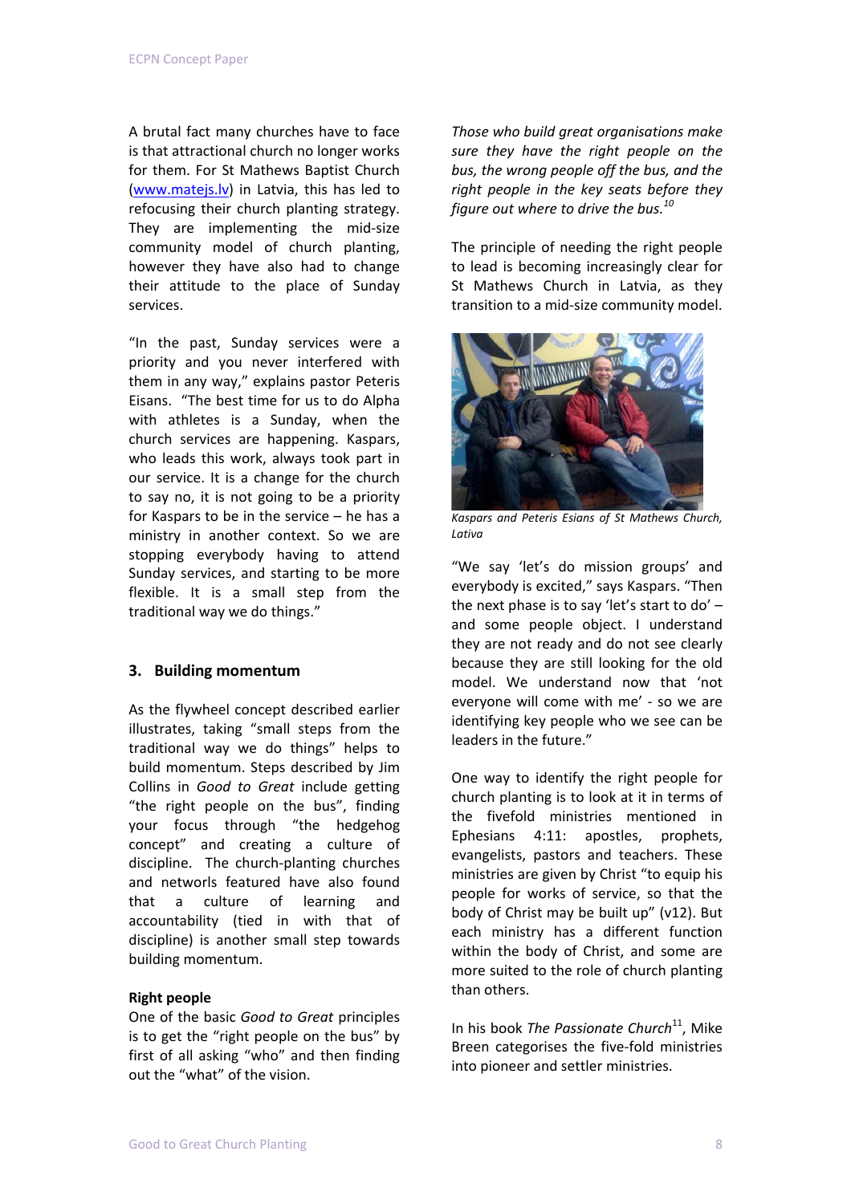A brutal fact many churches have to face is that attractional church no longer works for them. For St Mathews Baptist Church (www.matejs.lv) in Latvia, this has led to refocusing their church planting strategy. They are implementing the mid-size community model of church planting, however they have also had to change their attitude to the place of Sunday services.

"In the past, Sunday services were a priority and you never interfered with them in any way," explains pastor Peteris Eisans. "The best time for us to do Alpha with athletes is a Sunday, when the church services are happening. Kaspars, who leads this work, always took part in our service. It is a change for the church to say no, it is not going to be a priority for Kaspars to be in the service – he has a ministry in another context. So we are stopping everybody having to attend Sunday services, and starting to be more flexible. It is a small step from the traditional way we do things."

## 3. Building momentum

As the flywheel concept described earlier illustrates, taking "small steps from the traditional way we do things" helps to build momentum. Steps described by Jim Collins in *Good to Great* include getting "the right people on the bus", finding your focus through "the hedgehog concept" and creating a culture of discipline. The church-planting churches and networls featured have also found that a culture of learning and accountability (tied in with that of discipline) is another small step towards building momentum.

**Right people**

One of the basic *Good to Great* principles is to get the "right people on the bus" by first of all asking "who" and then finding out the "what" of the vision.

*Those who build great organisations make sure they have the right people on the bus, the wrong people off the bus, and the right people in the key seats before they figure out where to drive the bus.*[10]

The principle of needing the right people to lead is becoming increasingly clear for St Mathews Church in Latvia, as they transition to a mid-size community model.

*Kaspars and Peteris Esians of St Mathews Church, Lativa*

"We say 'let's do mission groups' and everybody is excited," says Kaspars. "Then the next phase is to say 'let's start to do' – and some people object. I understand they are not ready and do not see clearly because they are still looking for the old model. We understand now that 'not everyone will come with me' - so we are identifying key people who we see can be leaders in the future."

One way to identify the right people for church planting is to look at it in terms of the fivefold ministries mentioned in Ephesians 4:11: apostles, prophets, evangelists, pastors and teachers. These ministries are given by Christ "to equip his people for works of service, so that the body of Christ may be built up" (v12). But each ministry has a different function within the body of Christ, and some are more suited to the role of church planting than others.

In his book *The Passionate Church*[11], Mike Breen categorises the five-fold ministries into pioneer and settler ministries.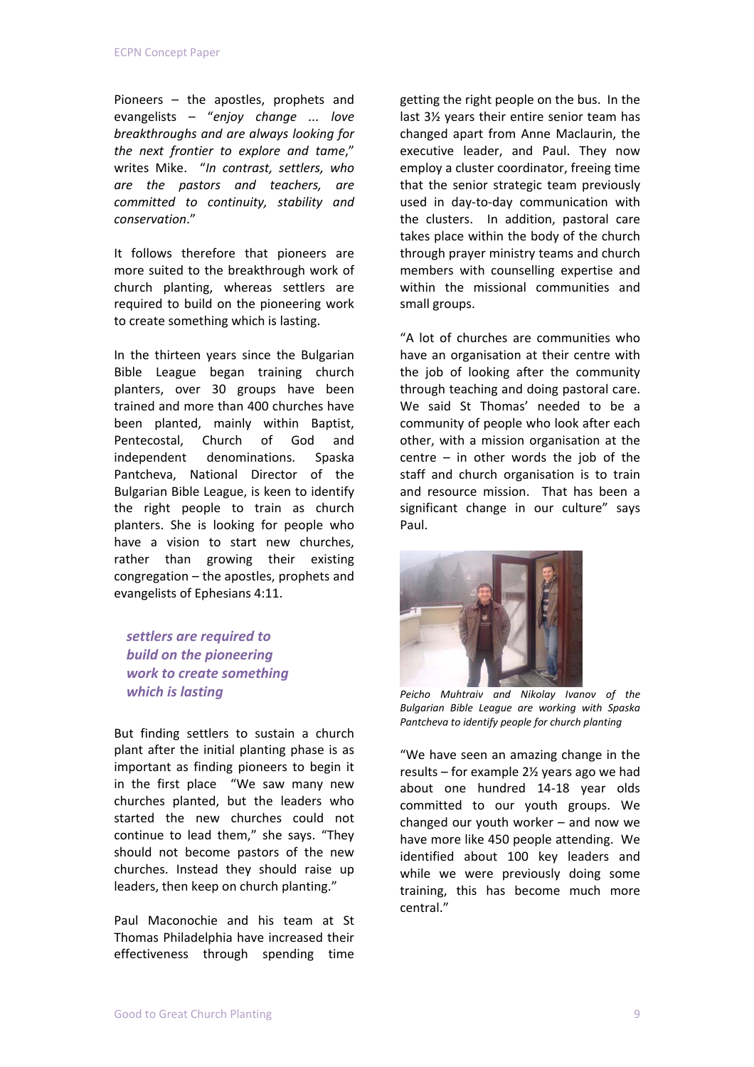Pioneers – the apostles, prophets and evangelists – "*enjoy change ... love breakthroughs and are always looking for the next frontier to explore and tame*," writes Mike. "*In contrast, settlers, who are the pastors and teachers, are committed to continuity, stability and conservation*."

It follows therefore that pioneers are more suited to the breakthrough work of church planting, whereas settlers are required to build on the pioneering work to create something which is lasting.

In the thirteen years since the Bulgarian Bible League began training church planters, over 30 groups have been trained and more than 400 churches have been planted, mainly within Baptist, Pentecostal, Church of God and independent denominations. Spaska Pantcheva, National Director of the Bulgarian Bible League, is keen to identify the right people to train as church planters. She is looking for people who have a vision to start new churches, rather than growing their existing congregation – the apostles, prophets and evangelists of Ephesians 4:11.

***settlers are required to build on the pioneering work to create something which is lasting***

But finding settlers to sustain a church plant after the initial planting phase is as important as finding pioneers to begin it in the first place "We saw many new churches planted, but the leaders who started the new churches could not continue to lead them," she says. "They should not become pastors of the new churches. Instead they should raise up leaders, then keep on church planting."

Paul Maconochie and his team at St Thomas Philadelphia have increased their effectiveness through spending time getting the right people on the bus. In the last 3½ years their entire senior team has changed apart from Anne Maclaurin, the executive leader, and Paul. They now employ a cluster coordinator, freeing time that the senior strategic team previously used in day-to-day communication with the clusters. In addition, pastoral care takes place within the body of the church through prayer ministry teams and church members with counselling expertise and within the missional communities and small groups.

"A lot of churches are communities who have an organisation at their centre with the job of looking after the community through teaching and doing pastoral care. We said St Thomas' needed to be a community of people who look after each other, with a mission organisation at the centre – in other words the job of the staff and church organisation is to train and resource mission. That has been a significant change in our culture" says Paul.

*Peicho Muhtraiv and Nikolay Ivanov of the Bulgarian Bible League are working with Spaska Pantcheva to identify people for church planting*

"We have seen an amazing change in the results – for example 2½ years ago we had about one hundred 14-18 year olds committed to our youth groups. We changed our youth worker – and now we have more like 450 people attending. We identified about 100 key leaders and while we were previously doing some training, this has become much more central."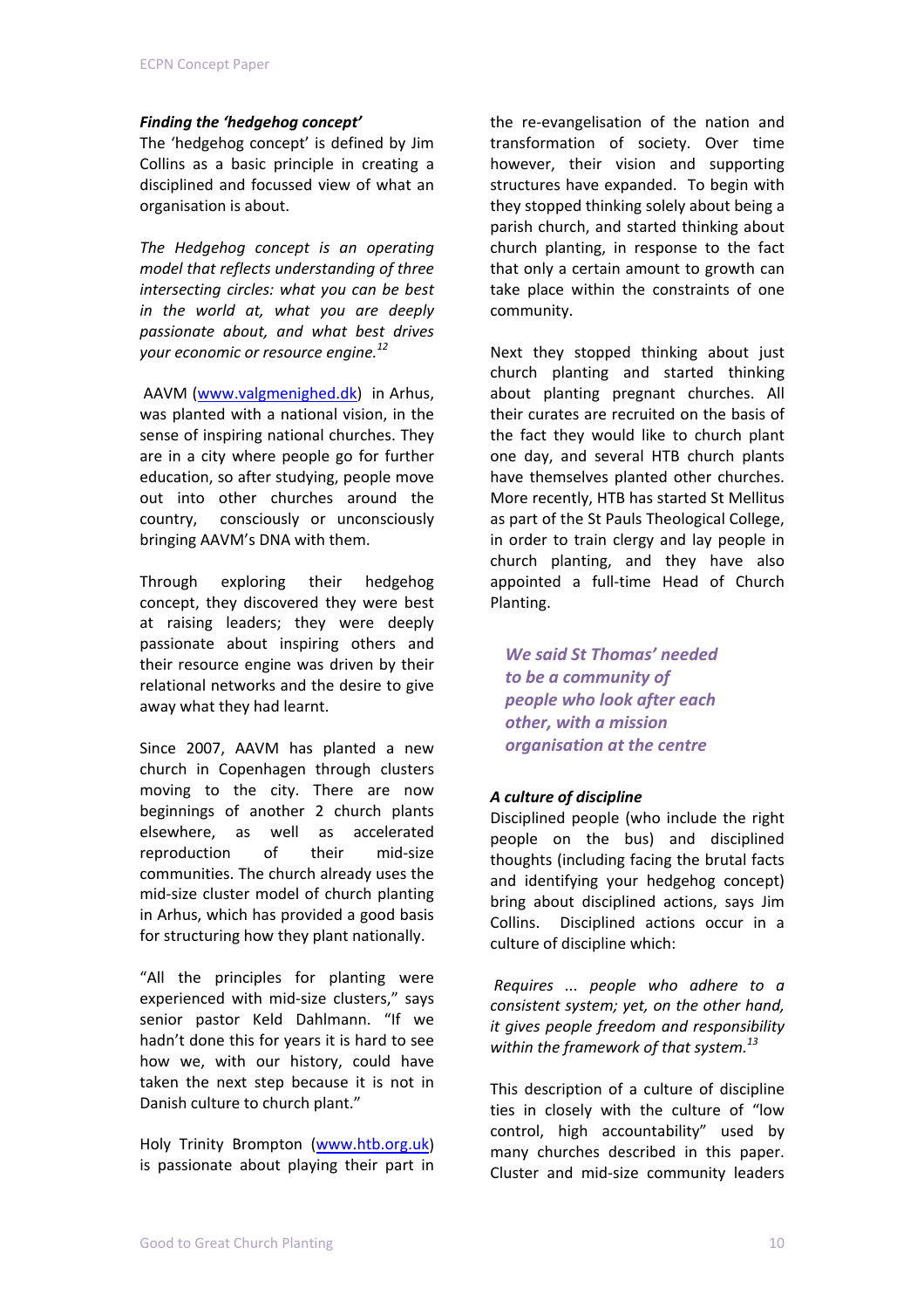***Finding the 'hedgehog concept'***

The 'hedgehog concept' is defined by Jim Collins as a basic principle in creating a disciplined and focussed view of what an organisation is about.

*The Hedgehog concept is an operating model that reflects understanding of three intersecting circles: what you can be best in the world at, what you are deeply passionate about, and what best drives your economic or resource engine.*[12]

AAVM (www.valgmenighed.dk) in Arhus, was planted with a national vision, in the sense of inspiring national churches. They are in a city where people go for further education, so after studying, people move out into other churches around the country, consciously or unconsciously bringing AAVM's DNA with them.

Through exploring their hedgehog concept, they discovered they were best at raising leaders; they were deeply passionate about inspiring others and their resource engine was driven by their relational networks and the desire to give away what they had learnt.

Since 2007, AAVM has planted a new church in Copenhagen through clusters moving to the city. There are now beginnings of another 2 church plants elsewhere, as well as accelerated reproduction of their mid-size communities. The church already uses the mid-size cluster model of church planting in Arhus, which has provided a good basis for structuring how they plant nationally.

"All the principles for planting were experienced with mid-size clusters," says senior pastor Keld Dahlmann. "If we hadn't done this for years it is hard to see how we, with our history, could have taken the next step because it is not in Danish culture to church plant."

Holy Trinity Brompton (www.htb.org.uk) is passionate about playing their part in the re-evangelisation of the nation and transformation of society. Over time however, their vision and supporting structures have expanded. To begin with they stopped thinking solely about being a parish church, and started thinking about church planting, in response to the fact that only a certain amount to growth can take place within the constraints of one community.

Next they stopped thinking about just church planting and started thinking about planting pregnant churches. All their curates are recruited on the basis of the fact they would like to church plant one day, and several HTB church plants have themselves planted other churches. More recently, HTB has started St Mellitus as part of the St Pauls Theological College, in order to train clergy and lay people in church planting, and they have also appointed a full-time Head of Church Planting.

***We said St Thomas' needed to be a community of people who look after each other, with a mission organisation at the centre***

***A culture of discipline***

Disciplined people (who include the right people on the bus) and disciplined thoughts (including facing the brutal facts and identifying your hedgehog concept) bring about disciplined actions, says Jim Collins. Disciplined actions occur in a culture of discipline which:

*Requires ... people who adhere to a consistent system; yet, on the other hand, it gives people freedom and responsibility within the framework of that system.*[13]

This description of a culture of discipline ties in closely with the culture of "low control, high accountability" used by many churches described in this paper. Cluster and mid-size community leaders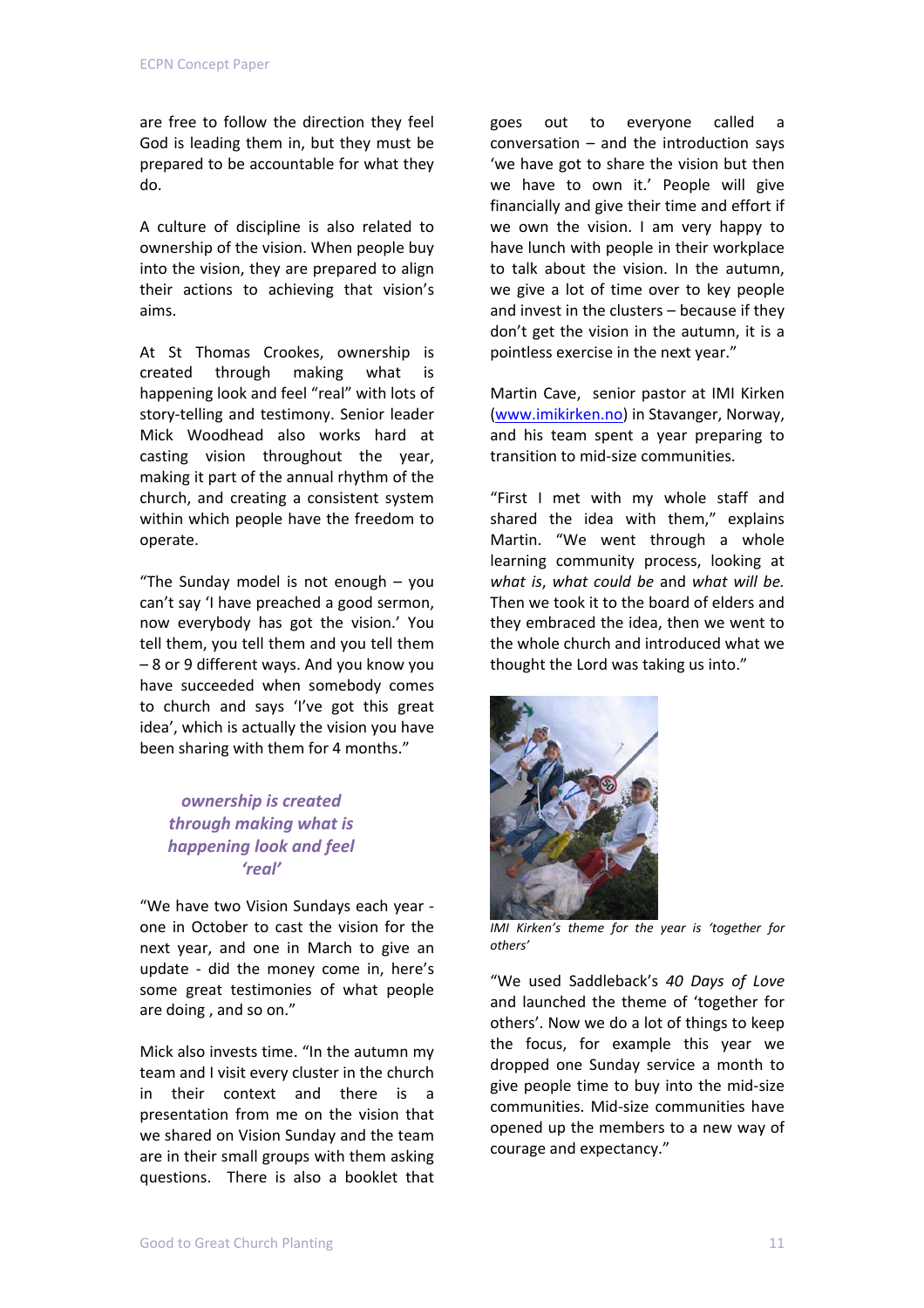are free to follow the direction they feel God is leading them in, but they must be prepared to be accountable for what they do.

A culture of discipline is also related to ownership of the vision. When people buy into the vision, they are prepared to align their actions to achieving that vision's aims.

At St Thomas Crookes, ownership is created through making what is happening look and feel "real" with lots of story-telling and testimony. Senior leader Mick Woodhead also works hard at casting vision throughout the year, making it part of the annual rhythm of the church, and creating a consistent system within which people have the freedom to operate.

"The Sunday model is not enough – you can't say 'I have preached a good sermon, now everybody has got the vision.' You tell them, you tell them and you tell them – 8 or 9 different ways. And you know you have succeeded when somebody comes to church and says 'I've got this great idea', which is actually the vision you have been sharing with them for 4 months."

> ***ownership is created through making what is happening look and feel 'real'***

"We have two Vision Sundays each year - one in October to cast the vision for the next year, and one in March to give an update - did the money come in, here's some great testimonies of what people are doing , and so on."

Mick also invests time. "In the autumn my team and I visit every cluster in the church in their context and there is a presentation from me on the vision that we shared on Vision Sunday and the team are in their small groups with them asking questions. There is also a booklet that goes out to everyone called a conversation – and the introduction says 'we have got to share the vision but then we have to own it.' People will give financially and give their time and effort if we own the vision. I am very happy to have lunch with people in their workplace to talk about the vision. In the autumn, we give a lot of time over to key people and invest in the clusters – because if they don't get the vision in the autumn, it is a pointless exercise in the next year."

Martin Cave, senior pastor at IMI Kirken (www.imikirken.no) in Stavanger, Norway, and his team spent a year preparing to transition to mid-size communities.

"First I met with my whole staff and shared the idea with them," explains Martin. "We went through a whole learning community process, looking at *what is*, *what could be* and *what will be.* Then we took it to the board of elders and they embraced the idea, then we went to the whole church and introduced what we thought the Lord was taking us into."

*IMI Kirken's theme for the year is 'together for others'*

"We used Saddleback's *40 Days of Love* and launched the theme of 'together for others'. Now we do a lot of things to keep the focus, for example this year we dropped one Sunday service a month to give people time to buy into the mid-size communities. Mid-size communities have opened up the members to a new way of courage and expectancy."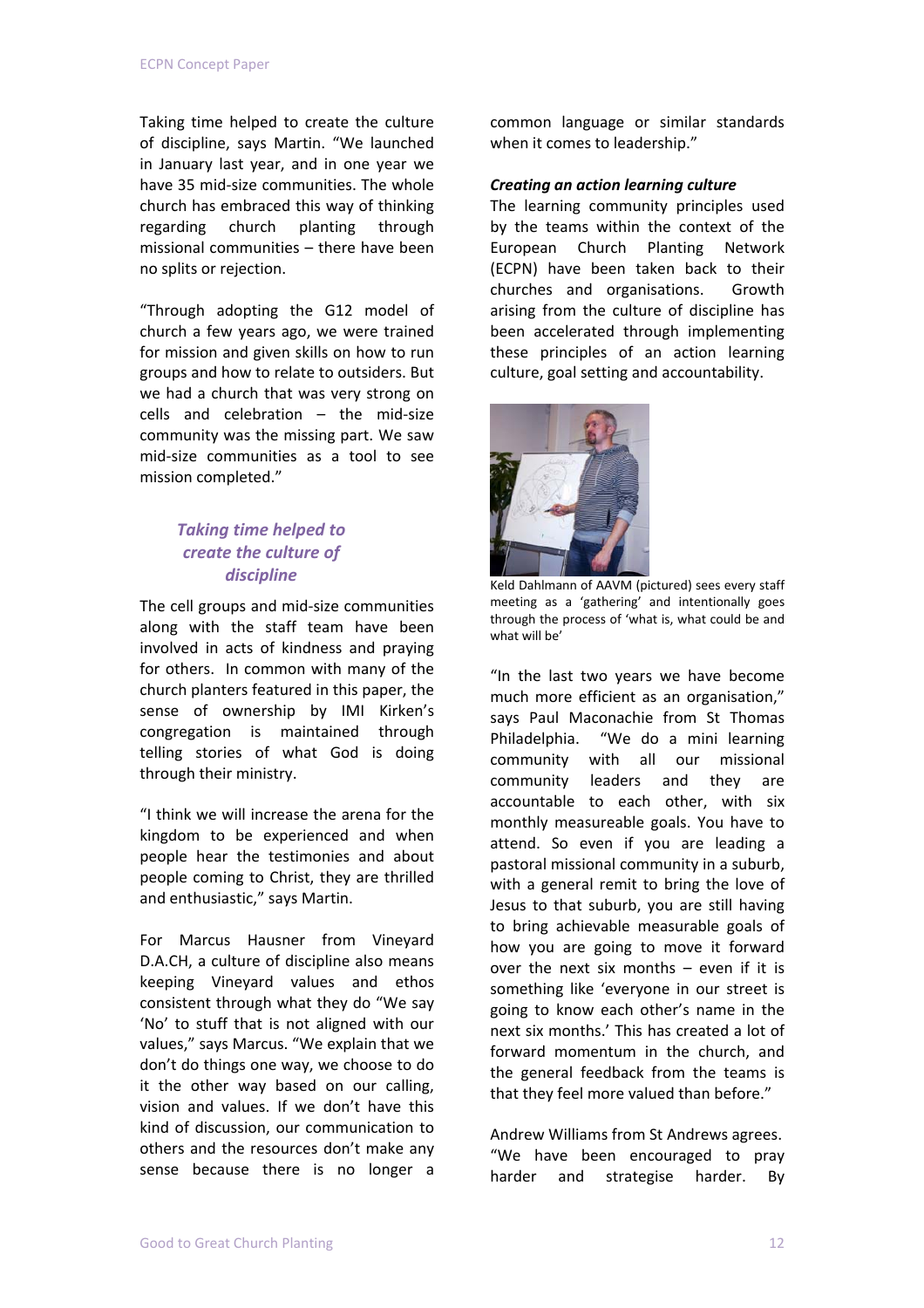Taking time helped to create the culture of discipline, says Martin. "We launched in January last year, and in one year we have 35 mid-size communities. The whole church has embraced this way of thinking regarding church planting through missional communities – there have been no splits or rejection.

"Through adopting the G12 model of church a few years ago, we were trained for mission and given skills on how to run groups and how to relate to outsiders. But we had a church that was very strong on cells and celebration – the mid-size community was the missing part. We saw mid-size communities as a tool to see mission completed."

***Taking time helped to create the culture of discipline***

The cell groups and mid-size communities along with the staff team have been involved in acts of kindness and praying for others. In common with many of the church planters featured in this paper, the sense of ownership by IMI Kirken's congregation is maintained through telling stories of what God is doing through their ministry.

"I think we will increase the arena for the kingdom to be experienced and when people hear the testimonies and about people coming to Christ, they are thrilled and enthusiastic," says Martin.

For Marcus Hausner from Vineyard D.A.CH, a culture of discipline also means keeping Vineyard values and ethos consistent through what they do "We say 'No' to stuff that is not aligned with our values," says Marcus. "We explain that we don't do things one way, we choose to do it the other way based on our calling, vision and values. If we don't have this kind of discussion, our communication to others and the resources don't make any sense because there is no longer a common language or similar standards when it comes to leadership."

***Creating an action learning culture***

The learning community principles used by the teams within the context of the European Church Planting Network (ECPN) have been taken back to their churches and organisations. Growth arising from the culture of discipline has been accelerated through implementing these principles of an action learning culture, goal setting and accountability.

Keld Dahlmann of AAVM (pictured) sees every staff meeting as a 'gathering' and intentionally goes through the process of 'what is, what could be and what will be'

"In the last two years we have become much more efficient as an organisation," says Paul Maconachie from St Thomas Philadelphia. "We do a mini learning community with all our missional community leaders and they are accountable to each other, with six monthly measureable goals. You have to attend. So even if you are leading a pastoral missional community in a suburb, with a general remit to bring the love of Jesus to that suburb, you are still having to bring achievable measurable goals of how you are going to move it forward over the next six months – even if it is something like 'everyone in our street is going to know each other's name in the next six months.' This has created a lot of forward momentum in the church, and the general feedback from the teams is that they feel more valued than before."

Andrew Williams from St Andrews agrees. "We have been encouraged to pray harder and strategise harder. By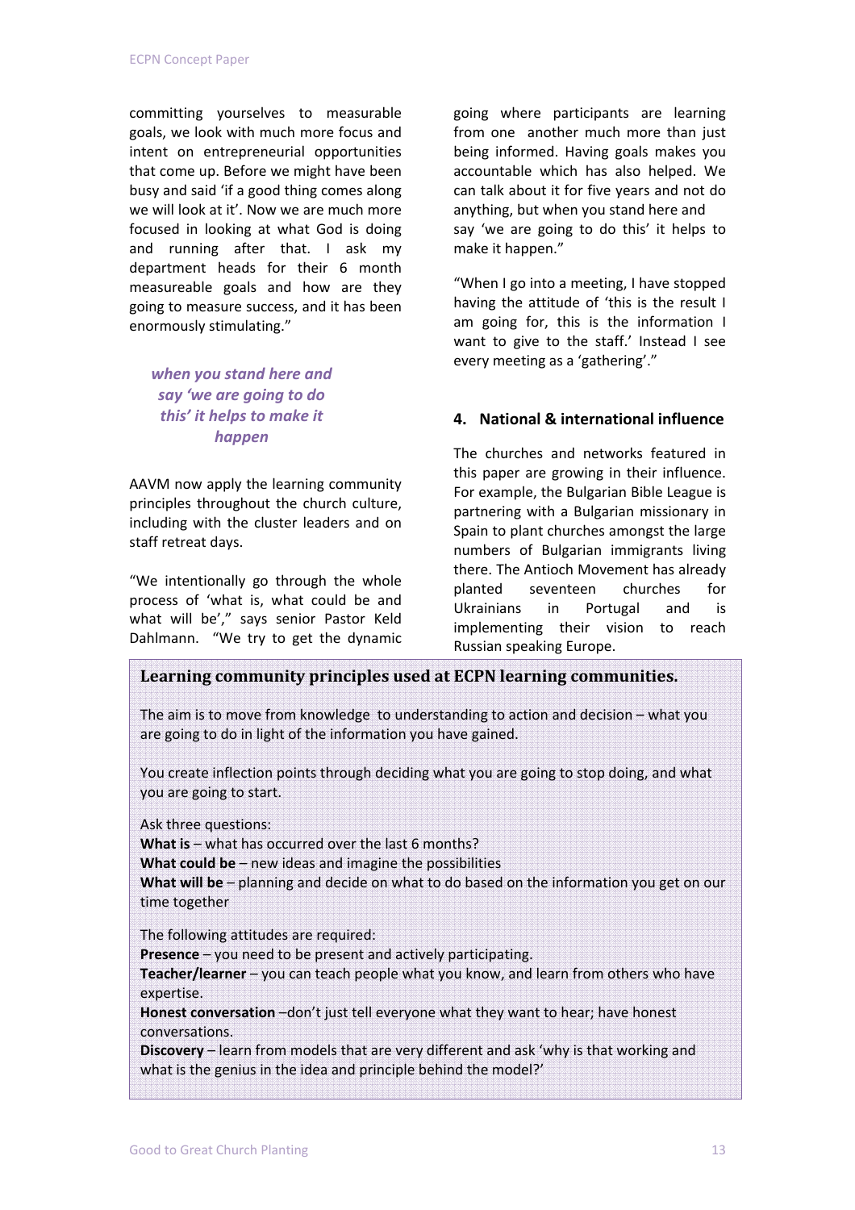committing yourselves to measurable goals, we look with much more focus and intent on entrepreneurial opportunities that come up. Before we might have been busy and said 'if a good thing comes along we will look at it'. Now we are much more focused in looking at what God is doing and running after that. I ask my department heads for their 6 month measureable goals and how are they going to measure success, and it has been enormously stimulating."

> ***when you stand here and say 'we are going to do this' it helps to make it happen***

AAVM now apply the learning community principles throughout the church culture, including with the cluster leaders and on staff retreat days.

"We intentionally go through the whole process of 'what is, what could be and what will be'," says senior Pastor Keld Dahlmann. "We try to get the dynamic going where participants are learning from one another much more than just being informed. Having goals makes you accountable which has also helped. We can talk about it for five years and not do anything, but when you stand here and say 'we are going to do this' it helps to make it happen."

"When I go into a meeting, I have stopped having the attitude of 'this is the result I am going for, this is the information I want to give to the staff.' Instead I see every meeting as a 'gathering'."

## 4. National & international influence

The churches and networks featured in this paper are growing in their influence. For example, the Bulgarian Bible League is partnering with a Bulgarian missionary in Spain to plant churches amongst the large numbers of Bulgarian immigrants living there. The Antioch Movement has already planted seventeen churches for Ukrainians in Portugal and is implementing their vision to reach Russian speaking Europe.

### Learning community principles used at ECPN learning communities.

The aim is to move from knowledge to understanding to action and decision – what you are going to do in light of the information you have gained.

You create inflection points through deciding what you are going to stop doing, and what you are going to start.

Ask three questions:
**What is** – what has occurred over the last 6 months?
**What could be** – new ideas and imagine the possibilities
**What will be** – planning and decide on what to do based on the information you get on our time together

The following attitudes are required:
**Presence** – you need to be present and actively participating.
**Teacher/learner** – you can teach people what you know, and learn from others who have expertise.
**Honest conversation** –don't just tell everyone what they want to hear; have honest conversations.
**Discovery** – learn from models that are very different and ask 'why is that working and what is the genius in the idea and principle behind the model?'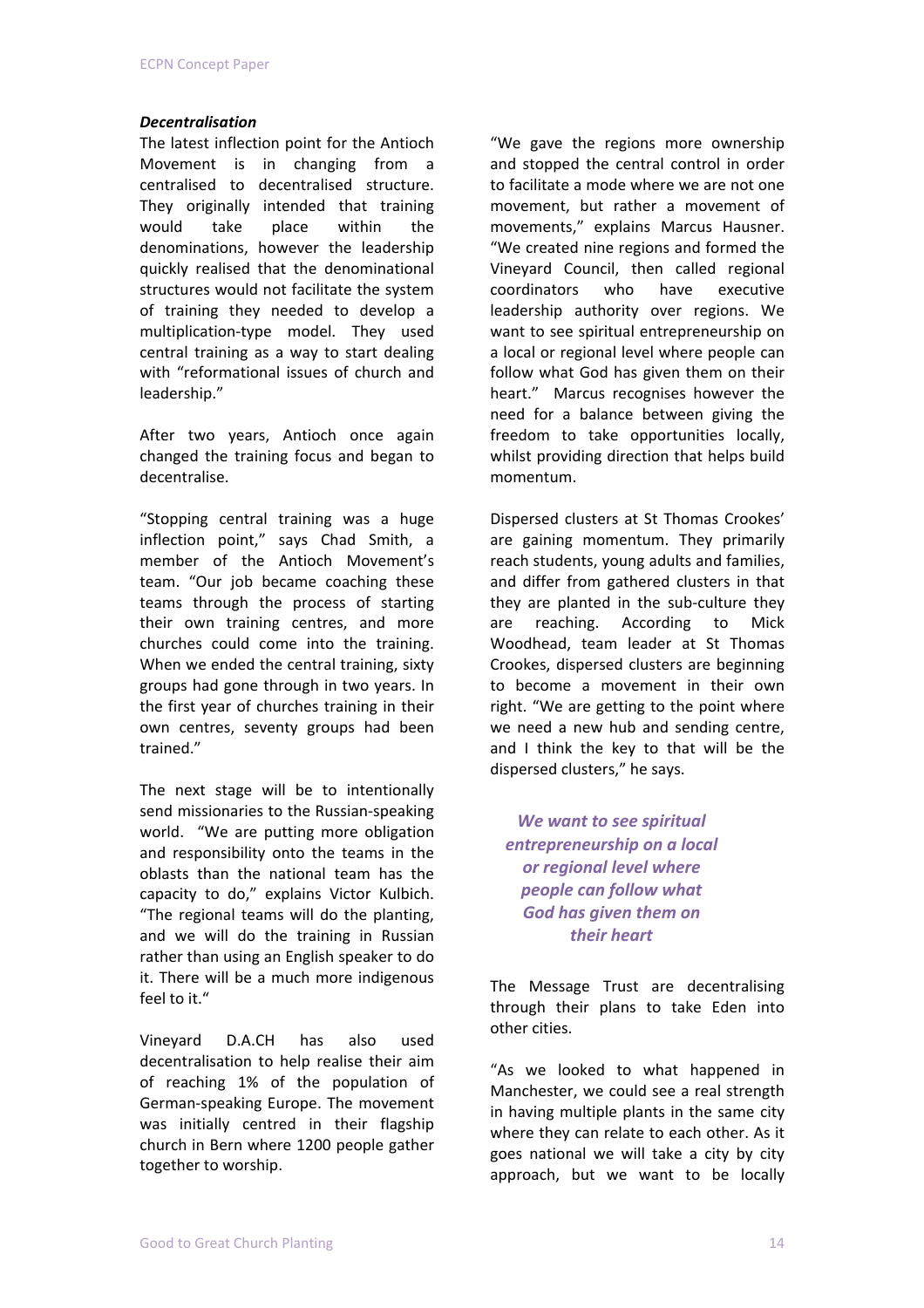### *Decentralisation*

The latest inflection point for the Antioch Movement is in changing from a centralised to decentralised structure. They originally intended that training would take place within the denominations, however the leadership quickly realised that the denominational structures would not facilitate the system of training they needed to develop a multiplication-type model. They used central training as a way to start dealing with "reformational issues of church and leadership."

After two years, Antioch once again changed the training focus and began to decentralise.

"Stopping central training was a huge inflection point," says Chad Smith, a member of the Antioch Movement's team. "Our job became coaching these teams through the process of starting their own training centres, and more churches could come into the training. When we ended the central training, sixty groups had gone through in two years. In the first year of churches training in their own centres, seventy groups had been trained."

The next stage will be to intentionally send missionaries to the Russian-speaking world. "We are putting more obligation and responsibility onto the teams in the oblasts than the national team has the capacity to do," explains Victor Kulbich. "The regional teams will do the planting, and we will do the training in Russian rather than using an English speaker to do it. There will be a much more indigenous feel to it."

Vineyard D.A.CH has also used decentralisation to help realise their aim of reaching 1% of the population of German-speaking Europe. The movement was initially centred in their flagship church in Bern where 1200 people gather together to worship.

"We gave the regions more ownership and stopped the central control in order to facilitate a mode where we are not one movement, but rather a movement of movements," explains Marcus Hausner. "We created nine regions and formed the Vineyard Council, then called regional coordinators who have executive leadership authority over regions. We want to see spiritual entrepreneurship on a local or regional level where people can follow what God has given them on their heart." Marcus recognises however the need for a balance between giving the freedom to take opportunities locally, whilst providing direction that helps build momentum.

Dispersed clusters at St Thomas Crookes' are gaining momentum. They primarily reach students, young adults and families, and differ from gathered clusters in that they are planted in the sub-culture they are reaching. According to Mick Woodhead, team leader at St Thomas Crookes, dispersed clusters are beginning to become a movement in their own right. "We are getting to the point where we need a new hub and sending centre, and I think the key to that will be the dispersed clusters," he says.

> ***We want to see spiritual entrepreneurship on a local or regional level where people can follow what God has given them on their heart***

The Message Trust are decentralising through their plans to take Eden into other cities.

"As we looked to what happened in Manchester, we could see a real strength in having multiple plants in the same city where they can relate to each other. As it goes national we will take a city by city approach, but we want to be locally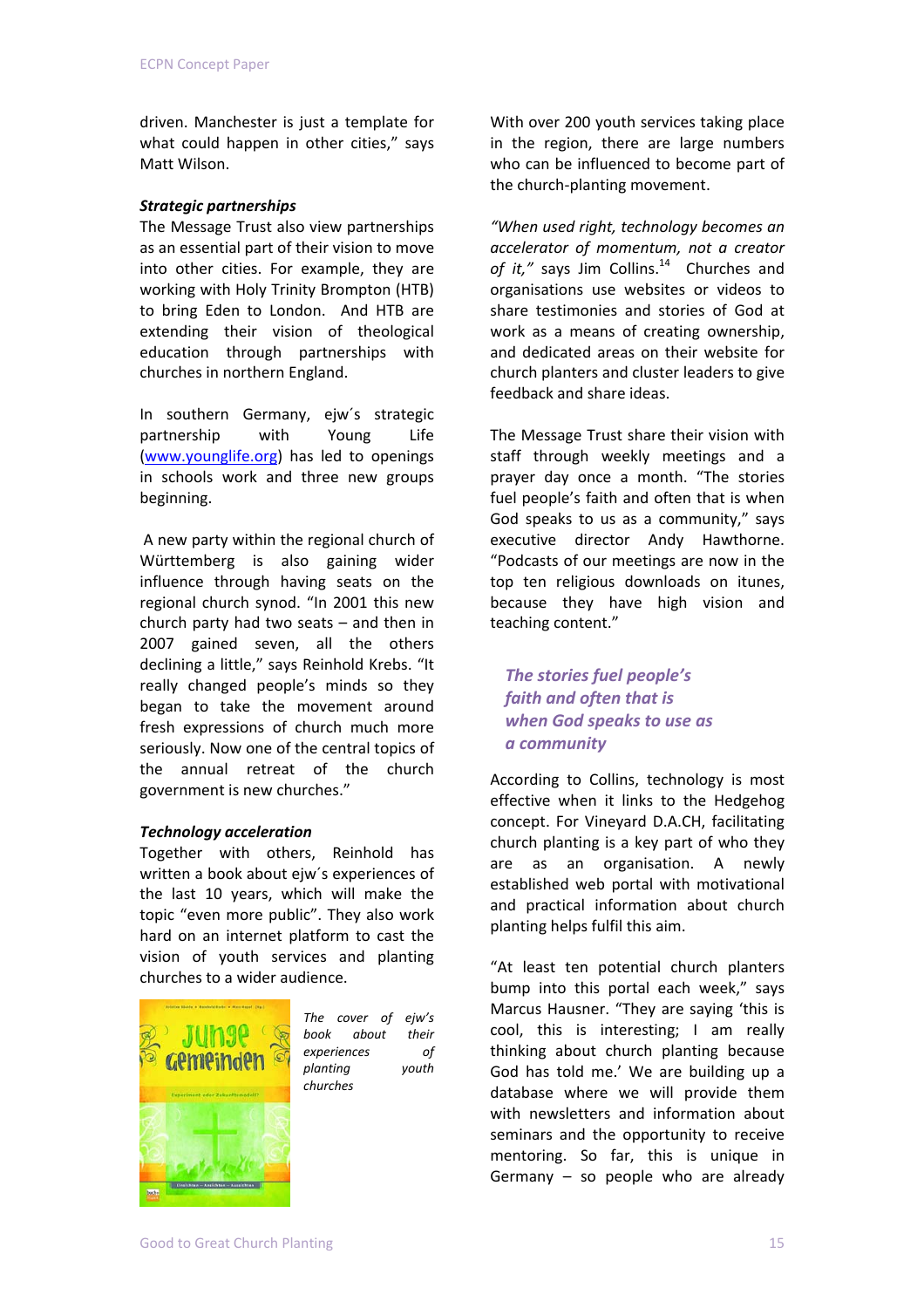driven. Manchester is just a template for what could happen in other cities," says Matt Wilson.

***Strategic partnerships***

The Message Trust also view partnerships as an essential part of their vision to move into other cities. For example, they are working with Holy Trinity Brompton (HTB) to bring Eden to London. And HTB are extending their vision of theological education through partnerships with churches in northern England.

In southern Germany, ejw´s strategic partnership with Young Life (www.younglife.org) has led to openings in schools work and three new groups beginning.

A new party within the regional church of Württemberg is also gaining wider influence through having seats on the regional church synod. "In 2001 this new church party had two seats – and then in 2007 gained seven, all the others declining a little," says Reinhold Krebs. "It really changed people's minds so they began to take the movement around fresh expressions of church much more seriously. Now one of the central topics of the annual retreat of the church government is new churches."

***Technology acceleration***

Together with others, Reinhold has written a book about ejw´s experiences of the last 10 years, which will make the topic "even more public". They also work hard on an internet platform to cast the vision of youth services and planting churches to a wider audience.

*The cover of ejw's book about their experiences of planting youth churches*

With over 200 youth services taking place in the region, there are large numbers who can be influenced to become part of the church-planting movement.

*"When used right, technology becomes an accelerator of momentum, not a creator of it,"* says Jim Collins.[14] Churches and organisations use websites or videos to share testimonies and stories of God at work as a means of creating ownership, and dedicated areas on their website for church planters and cluster leaders to give feedback and share ideas.

The Message Trust share their vision with staff through weekly meetings and a prayer day once a month. "The stories fuel people's faith and often that is when God speaks to us as a community," says executive director Andy Hawthorne. "Podcasts of our meetings are now in the top ten religious downloads on itunes, because they have high vision and teaching content."

***The stories fuel people's faith and often that is when God speaks to use as a community***

According to Collins, technology is most effective when it links to the Hedgehog concept. For Vineyard D.A.CH, facilitating church planting is a key part of who they are as an organisation. A newly established web portal with motivational and practical information about church planting helps fulfil this aim.

"At least ten potential church planters bump into this portal each week," says Marcus Hausner. "They are saying 'this is cool, this is interesting; I am really thinking about church planting because God has told me.' We are building up a database where we will provide them with newsletters and information about seminars and the opportunity to receive mentoring. So far, this is unique in Germany – so people who are already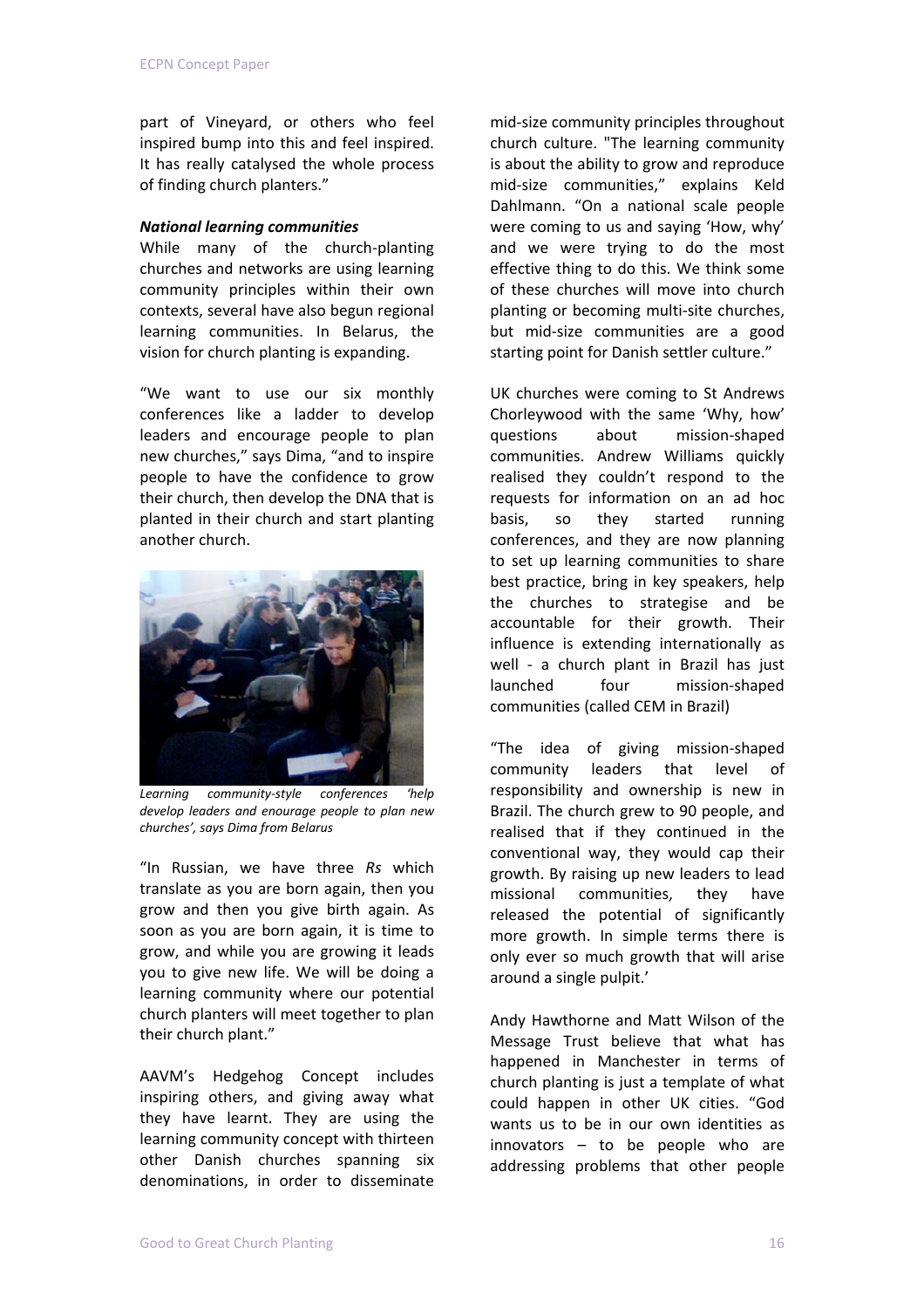part of Vineyard, or others who feel inspired bump into this and feel inspired. It has really catalysed the whole process of finding church planters."

***National learning communities***

While many of the church-planting churches and networks are using learning community principles within their own contexts, several have also begun regional learning communities. In Belarus, the vision for church planting is expanding.

"We want to use our six monthly conferences like a ladder to develop leaders and encourage people to plan new churches," says Dima, "and to inspire people to have the confidence to grow their church, then develop the DNA that is planted in their church and start planting another church.

*Learning community-style conferences 'help develop leaders and enourage people to plan new churches', says Dima from Belarus*

"In Russian, we have three *Rs* which translate as you are born again, then you grow and then you give birth again. As soon as you are born again, it is time to grow, and while you are growing it leads you to give new life. We will be doing a learning community where our potential church planters will meet together to plan their church plant."

AAVM's Hedgehog Concept includes inspiring others, and giving away what they have learnt. They are using the learning community concept with thirteen other Danish churches spanning six denominations, in order to disseminate mid-size community principles throughout church culture. "The learning community is about the ability to grow and reproduce mid-size communities," explains Keld Dahlmann. "On a national scale people were coming to us and saying 'How, why' and we were trying to do the most effective thing to do this. We think some of these churches will move into church planting or becoming multi-site churches, but mid-size communities are a good starting point for Danish settler culture."

UK churches were coming to St Andrews Chorleywood with the same 'Why, how' questions about mission-shaped communities. Andrew Williams quickly realised they couldn't respond to the requests for information on an ad hoc basis, so they started running conferences, and they are now planning to set up learning communities to share best practice, bring in key speakers, help the churches to strategise and be accountable for their growth. Their influence is extending internationally as well - a church plant in Brazil has just launched four mission-shaped communities (called CEM in Brazil)

"The idea of giving mission-shaped community leaders that level of responsibility and ownership is new in Brazil. The church grew to 90 people, and realised that if they continued in the conventional way, they would cap their growth. By raising up new leaders to lead missional communities, they have released the potential of significantly more growth. In simple terms there is only ever so much growth that will arise around a single pulpit.'

Andy Hawthorne and Matt Wilson of the Message Trust believe that what has happened in Manchester in terms of church planting is just a template of what could happen in other UK cities. "God wants us to be in our own identities as innovators – to be people who are addressing problems that other people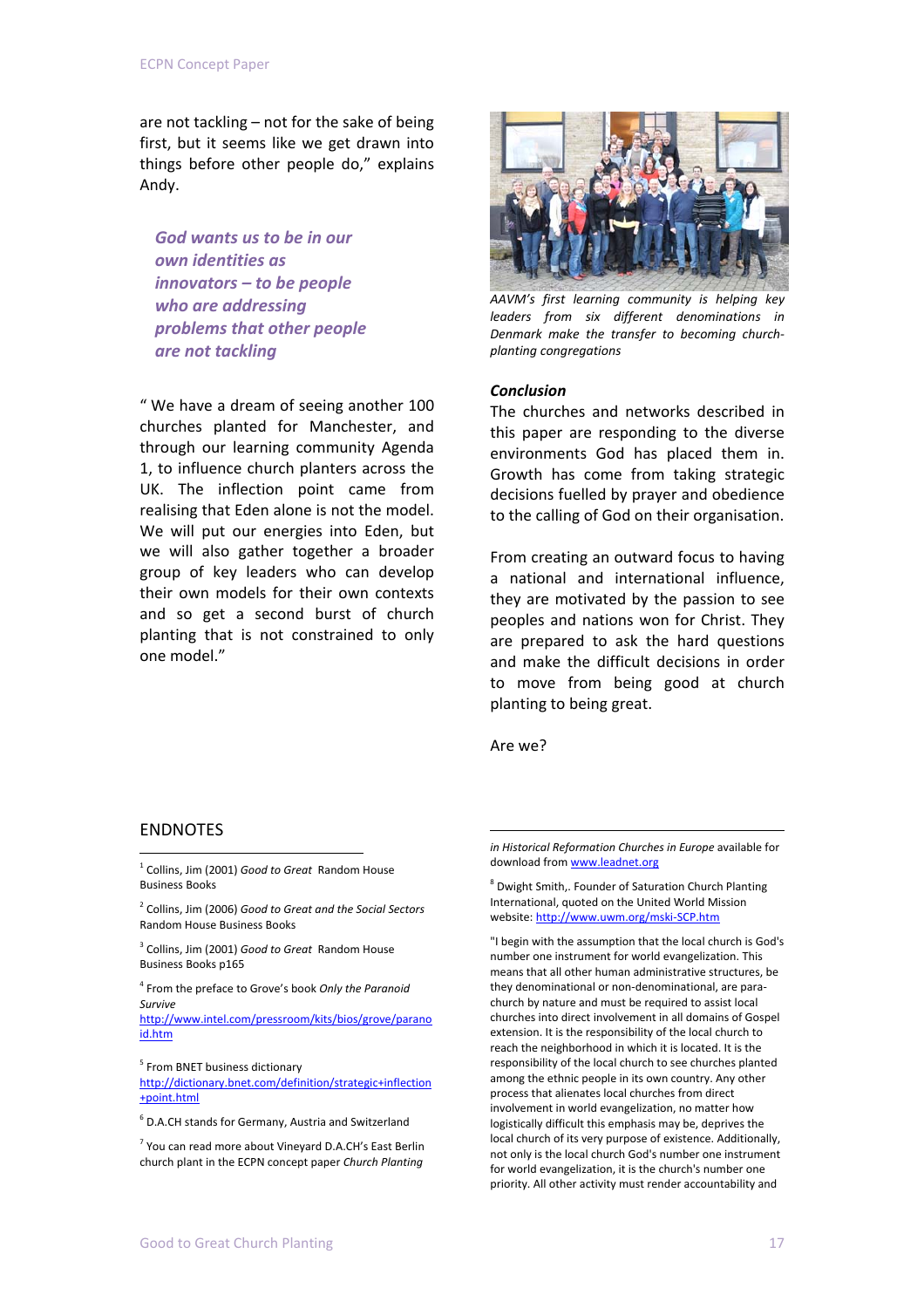are not tackling – not for the sake of being first, but it seems like we get drawn into things before other people do," explains Andy.

> ***God wants us to be in our own identities as innovators – to be people who are addressing problems that other people are not tackling***

" We have a dream of seeing another 100 churches planted for Manchester, and through our learning community Agenda 1, to influence church planters across the UK. The inflection point came from realising that Eden alone is not the model. We will put our energies into Eden, but we will also gather together a broader group of key leaders who can develop their own models for their own contexts and so get a second burst of church planting that is not constrained to only one model."

*AAVM's first learning community is helping key leaders from six different denominations in Denmark make the transfer to becoming church-planting congregations*

### *Conclusion*

The churches and networks described in this paper are responding to the diverse environments God has placed them in. Growth has come from taking strategic decisions fuelled by prayer and obedience to the calling of God on their organisation.

From creating an outward focus to having a national and international influence, they are motivated by the passion to see peoples and nations won for Christ. They are prepared to ask the hard questions and make the difficult decisions in order to move from being good at church planting to being great.

Are we?

## ENDNOTES

[1] Collins, Jim (2001) *Good to Great* Random House Business Books

[2] Collins, Jim (2006) *Good to Great and the Social Sectors* Random House Business Books

[3] Collins, Jim (2001) *Good to Great* Random House Business Books p165

[4] From the preface to Grove's book *Only the Paranoid Survive* http://www.intel.com/pressroom/kits/bios/grove/paranoid.htm

[5] From BNET business dictionary http://dictionary.bnet.com/definition/strategic+inflection+point.html

[6] D.A.CH stands for Germany, Austria and Switzerland

[7] You can read more about Vineyard D.A.CH's East Berlin church plant in the ECPN concept paper *Church Planting in Historical Reformation Churches in Europe* available for download from www.leadnet.org

[8] Dwight Smith,. Founder of Saturation Church Planting International, quoted on the United World Mission website: http://www.uwm.org/mski-SCP.htm

"I begin with the assumption that the local church is God's number one instrument for world evangelization. This means that all other human administrative structures, be they denominational or non-denominational, are para-church by nature and must be required to assist local churches into direct involvement in all domains of Gospel extension. It is the responsibility of the local church to reach the neighborhood in which it is located. It is the responsibility of the local church to see churches planted among the ethnic people in its own country. Any other process that alienates local churches from direct involvement in world evangelization, no matter how logistically difficult this emphasis may be, deprives the local church of its very purpose of existence. Additionally, not only is the local church God's number one instrument for world evangelization, it is the church's number one priority. All other activity must render accountability and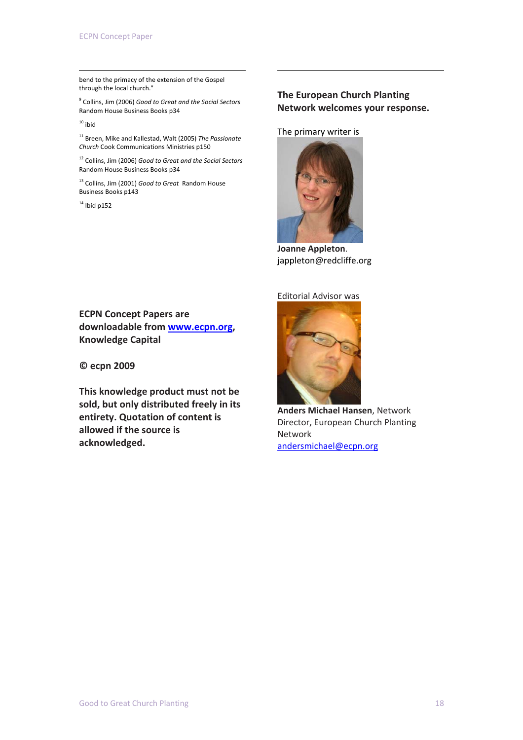bend to the primacy of the extension of the Gospel through the local church."

[9] Collins, Jim (2006) *Good to Great and the Social Sectors* Random House Business Books p34

[10] ibid

[11] Breen, Mike and Kallestad, Walt (2005) *The Passionate Church* Cook Communications Ministries p150

[12] Collins, Jim (2006) *Good to Great and the Social Sectors* Random House Business Books p34

[13] Collins, Jim (2001) *Good to Great* Random House Business Books p143

[14] Ibid p152

**ECPN Concept Papers are downloadable from [www.ecpn.org](http://www.ecpn.org), Knowledge Capital**

**© ecpn 2009**

**This knowledge product must not be sold, but only distributed freely in its entirety. Quotation of content is allowed if the source is acknowledged.**

**The European Church Planting Network welcomes your response.**

The primary writer is

**Joanne Appleton**.
jappleton@redcliffe.org

Editorial Advisor was

**Anders Michael Hansen**, Network Director, European Church Planting Network
[andersmichael@ecpn.org](mailto:andersmichael@ecpn.org)